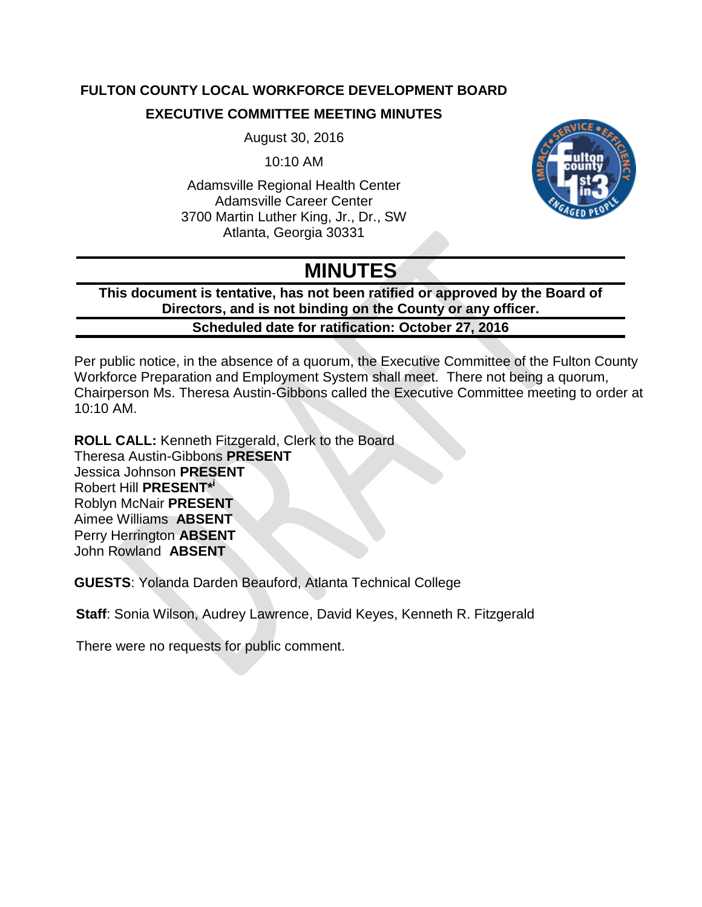**FULTON COUNTY LOCAL WORKFORCE DEVELOPMENT BOARD**

**EXECUTIVE COMMITTEE MEETING MINUTES**

August 30, 2016

10:10 AM

Adamsville Regional Health Center
Adamsville Career Center
3700 Martin Luther King, Jr., Dr., SW
Atlanta, Georgia 30331

# MINUTES

**This document is tentative, has not been ratified or approved by the Board of Directors, and is not binding on the County or any officer.**

**Scheduled date for ratification: October 27, 2016**

Per public notice, in the absence of a quorum, the Executive Committee of the Fulton County Workforce Preparation and Employment System shall meet. There not being a quorum, Chairperson Ms. Theresa Austin-Gibbons called the Executive Committee meeting to order at 10:10 AM.

**ROLL CALL:** Kenneth Fitzgerald, Clerk to the Board
Theresa Austin-Gibbons **PRESENT**
Jessica Johnson **PRESENT**
Robert Hill **PRESENT***[i]
Roblyn McNair **PRESENT**
Aimee Williams **ABSENT**
Perry Herrington **ABSENT**
John Rowland **ABSENT**

**GUESTS**: Yolanda Darden Beauford, Atlanta Technical College

**Staff**: Sonia Wilson, Audrey Lawrence, David Keyes, Kenneth R. Fitzgerald

There were no requests for public comment.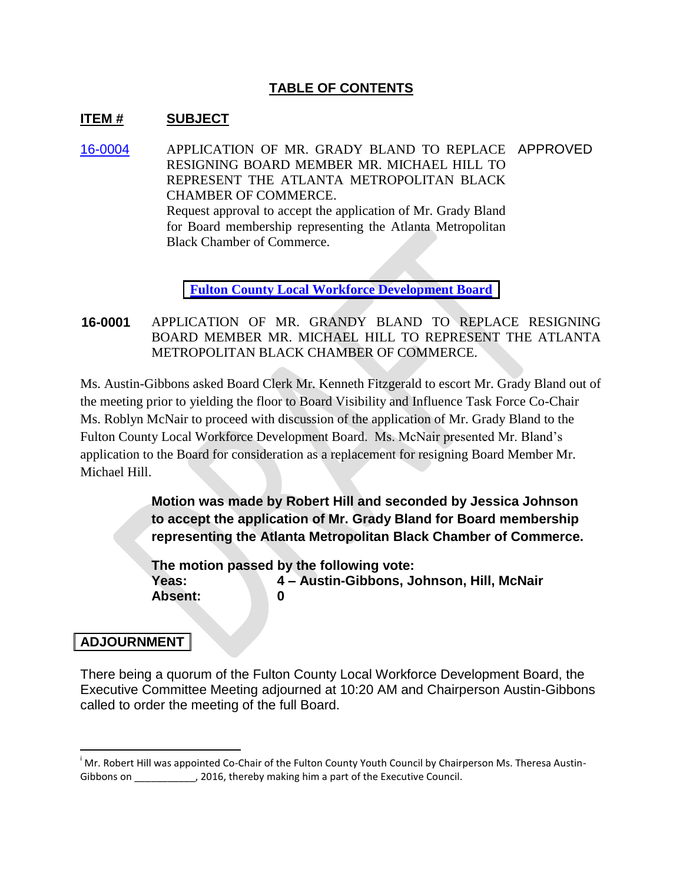## TABLE OF CONTENTS

| ITEM # | SUBJECT | |
|---|---|---|
| 16-0004 | APPLICATION OF MR. GRADY BLAND TO REPLACE RESIGNING BOARD MEMBER MR. MICHAEL HILL TO REPRESENT THE ATLANTA METROPOLITAN BLACK CHAMBER OF COMMERCE.<br>Request approval to accept the application of Mr. Grady Bland for Board membership representing the Atlanta Metropolitan Black Chamber of Commerce. | APPROVED |

**Fulton County Local Workforce Development Board**

**16-0001** APPLICATION OF MR. GRANDY BLAND TO REPLACE RESIGNING BOARD MEMBER MR. MICHAEL HILL TO REPRESENT THE ATLANTA METROPOLITAN BLACK CHAMBER OF COMMERCE.

Ms. Austin-Gibbons asked Board Clerk Mr. Kenneth Fitzgerald to escort Mr. Grady Bland out of the meeting prior to yielding the floor to Board Visibility and Influence Task Force Co-Chair Ms. Roblyn McNair to proceed with discussion of the application of Mr. Grady Bland to the Fulton County Local Workforce Development Board. Ms. McNair presented Mr. Bland's application to the Board for consideration as a replacement for resigning Board Member Mr. Michael Hill.

**Motion was made by Robert Hill and seconded by Jessica Johnson to accept the application of Mr. Grady Bland for Board membership representing the Atlanta Metropolitan Black Chamber of Commerce.**

**The motion passed by the following vote:**
**Yeas: 4 – Austin-Gibbons, Johnson, Hill, McNair**
**Absent: 0**

## ADJOURNMENT

There being a quorum of the Fulton County Local Workforce Development Board, the Executive Committee Meeting adjourned at 10:20 AM and Chairperson Austin-Gibbons called to order the meeting of the full Board.

---

[i] Mr. Robert Hill was appointed Co-Chair of the Fulton County Youth Council by Chairperson Ms. Theresa Austin-Gibbons on ___________, 2016, thereby making him a part of the Executive Council.